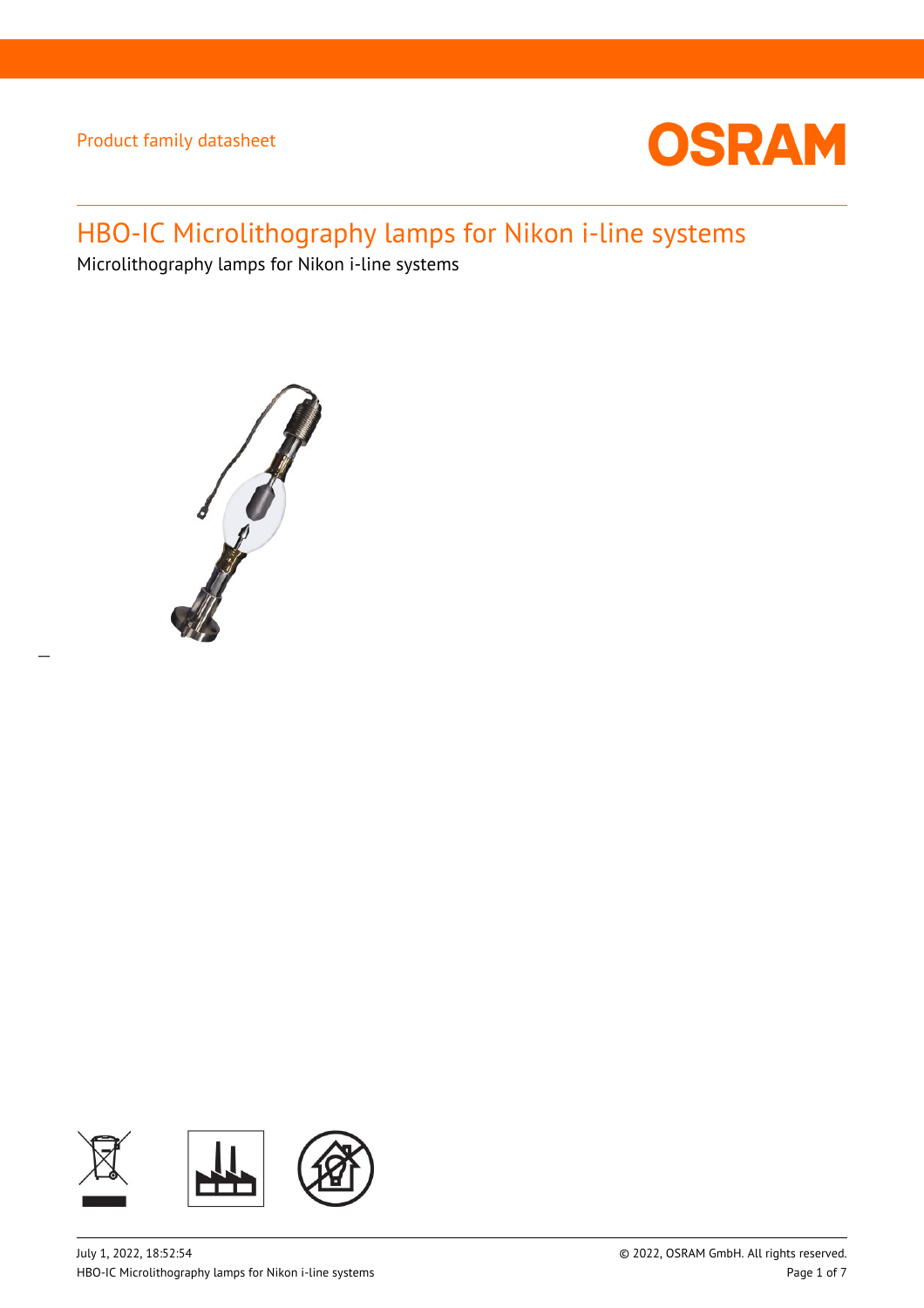Product family datasheet

# HBO-IC Microlithography lamps for Nikon i-line systems

Microlithography lamps for Nikon i-line systems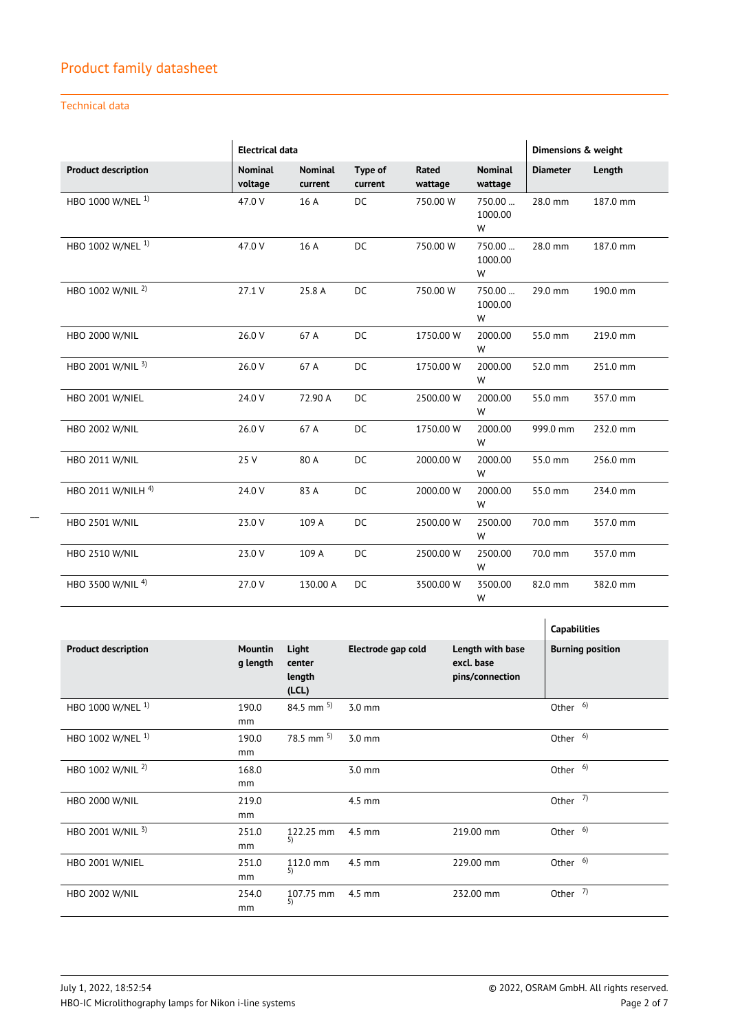## Product family datasheet

### Technical data

| Product description | Electrical data | | | | | Dimensions & weight | |
|---|---|---|---|---|---|---|---|
| | Nominal voltage | Nominal current | Type of current | Rated wattage | Nominal wattage | Diameter | Length |
| HBO 1000 W/NEL [1] | 47.0 V | 16 A | DC | 750.00 W | 750.00 ... 1000.00 W | 28.0 mm | 187.0 mm |
| HBO 1002 W/NEL [1] | 47.0 V | 16 A | DC | 750.00 W | 750.00 ... 1000.00 W | 28.0 mm | 187.0 mm |
| HBO 1002 W/NIL [2] | 27.1 V | 25.8 A | DC | 750.00 W | 750.00 ... 1000.00 W | 29.0 mm | 190.0 mm |
| HBO 2000 W/NIL | 26.0 V | 67 A | DC | 1750.00 W | 2000.00 W | 55.0 mm | 219.0 mm |
| HBO 2001 W/NIL [3] | 26.0 V | 67 A | DC | 1750.00 W | 2000.00 W | 52.0 mm | 251.0 mm |
| HBO 2001 W/NIEL | 24.0 V | 72.90 A | DC | 2500.00 W | 2000.00 W | 55.0 mm | 357.0 mm |
| HBO 2002 W/NIL | 26.0 V | 67 A | DC | 1750.00 W | 2000.00 W | 999.0 mm | 232.0 mm |
| HBO 2011 W/NIL | 25 V | 80 A | DC | 2000.00 W | 2000.00 W | 55.0 mm | 256.0 mm |
| HBO 2011 W/NILH [4] | 24.0 V | 83 A | DC | 2000.00 W | 2000.00 W | 55.0 mm | 234.0 mm |
| HBO 2501 W/NIL | 23.0 V | 109 A | DC | 2500.00 W | 2500.00 W | 70.0 mm | 357.0 mm |
| HBO 2510 W/NIL | 23.0 V | 109 A | DC | 2500.00 W | 2500.00 W | 70.0 mm | 357.0 mm |
| HBO 3500 W/NIL [4] | 27.0 V | 130.00 A | DC | 3500.00 W | 3500.00 W | 82.0 mm | 382.0 mm |

| Product description | | | | | Capabilities |
|---|---|---|---|---|---|
| | Mounting length | Light center length (LCL) | Electrode gap cold | Length with base excl. base pins/connection | Burning position |
| HBO 1000 W/NEL [1] | 190.0 mm | 84.5 mm [5] | 3.0 mm | | Other [6] |
| HBO 1002 W/NEL [1] | 190.0 mm | 78.5 mm [5] | 3.0 mm | | Other [6] |
| HBO 1002 W/NIL [2] | 168.0 mm | | 3.0 mm | | Other [6] |
| HBO 2000 W/NIL | 219.0 mm | | 4.5 mm | | Other [7] |
| HBO 2001 W/NIL [3] | 251.0 mm | 122.25 mm [5] | 4.5 mm | 219.00 mm | Other [6] |
| HBO 2001 W/NIEL | 251.0 mm | 112.0 mm [5] | 4.5 mm | 229.00 mm | Other [6] |
| HBO 2002 W/NIL | 254.0 mm | 107.75 mm [5] | 4.5 mm | 232.00 mm | Other [7] |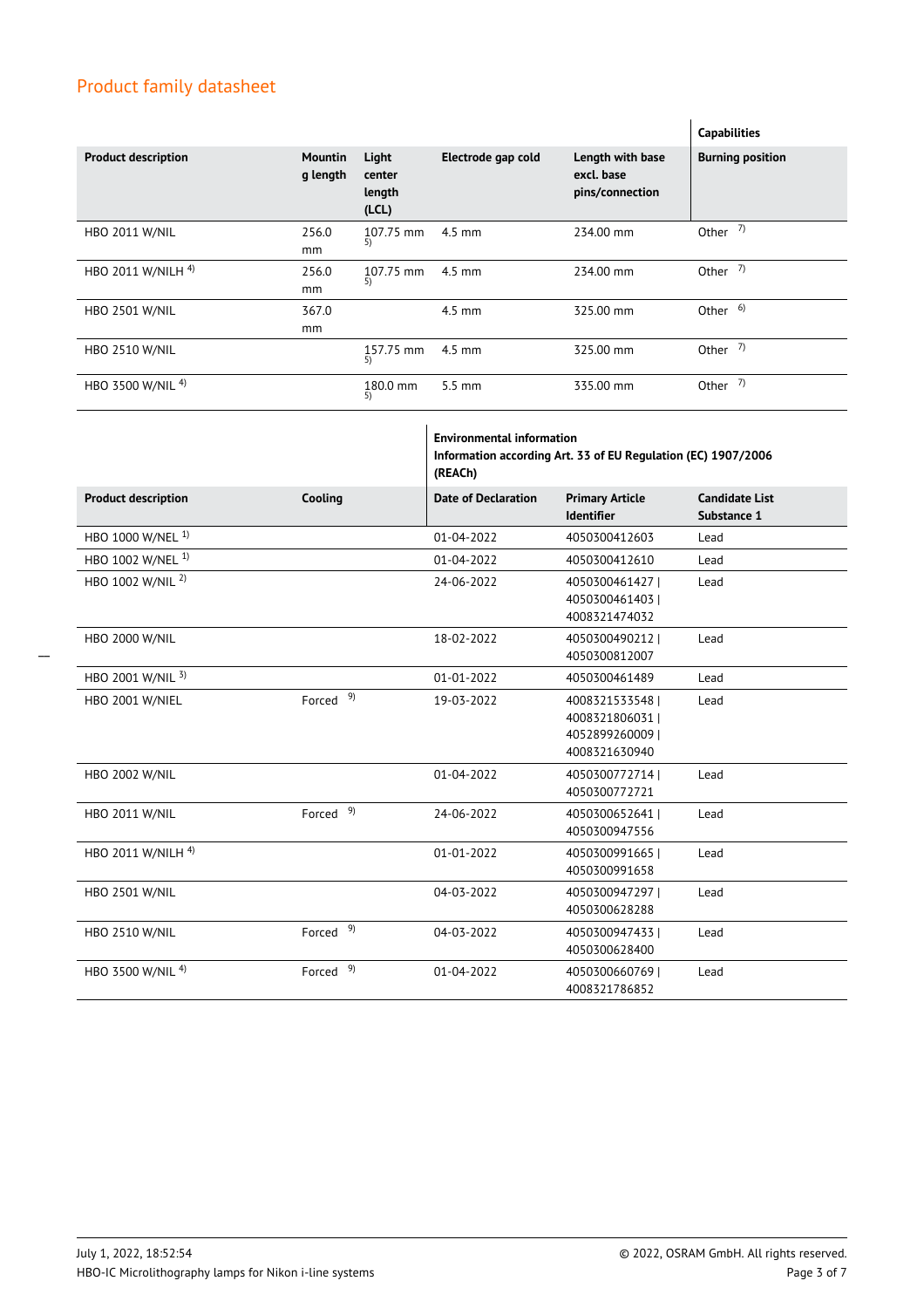## Product family datasheet

| | | | | | Capabilities |
|---|---|---|---|---|---|
| **Product description** | **Mounting length** | **Light center length (LCL)** | **Electrode gap cold** | **Length with base excl. base pins/connection** | **Burning position** |
| HBO 2011 W/NIL | 256.0 mm | 107.75 mm [5] | 4.5 mm | 234.00 mm | Other [7] |
| HBO 2011 W/NILH [4] | 256.0 mm | 107.75 mm [5] | 4.5 mm | 234.00 mm | Other [7] |
| HBO 2501 W/NIL | 367.0 mm | | 4.5 mm | 325.00 mm | Other [6] |
| HBO 2510 W/NIL | | 157.75 mm [5] | 4.5 mm | 325.00 mm | Other [7] |
| HBO 3500 W/NIL [4] | | 180.0 mm [5] | 5.5 mm | 335.00 mm | Other [7] |

| | | Environmental information<br>Information according Art. 33 of EU Regulation (EC) 1907/2006 (REACh) | | |
|---|---|---|---|---|
| **Product description** | **Cooling** | **Date of Declaration** | **Primary Article Identifier** | **Candidate List Substance 1** |
| HBO 1000 W/NEL [1] | | 01-04-2022 | 4050300412603 | Lead |
| HBO 1002 W/NEL [1] | | 01-04-2022 | 4050300412610 | Lead |
| HBO 1002 W/NIL [2] | | 24-06-2022 | 4050300461427 \| 4050300461403 \| 4008321474032 | Lead |
| HBO 2000 W/NIL | | 18-02-2022 | 4050300490212 \| 4050300812007 | Lead |
| HBO 2001 W/NIL [3] | | 01-01-2022 | 4050300461489 | Lead |
| HBO 2001 W/NIEL | Forced [9] | 19-03-2022 | 4008321533548 \| 4008321806031 \| 4052899260009 \| 4008321630940 | Lead |
| HBO 2002 W/NIL | | 01-04-2022 | 4050300772714 \| 4050300772721 | Lead |
| HBO 2011 W/NIL | Forced [9] | 24-06-2022 | 4050300652641 \| 4050300947556 | Lead |
| HBO 2011 W/NILH [4] | | 01-01-2022 | 4050300991665 \| 4050300991658 | Lead |
| HBO 2501 W/NIL | | 04-03-2022 | 4050300947297 \| 4050300628288 | Lead |
| HBO 2510 W/NIL | Forced [9] | 04-03-2022 | 4050300947433 \| 4050300628400 | Lead |
| HBO 3500 W/NIL [4] | Forced [9] | 01-04-2022 | 4050300660769 \| 4008321786852 | Lead |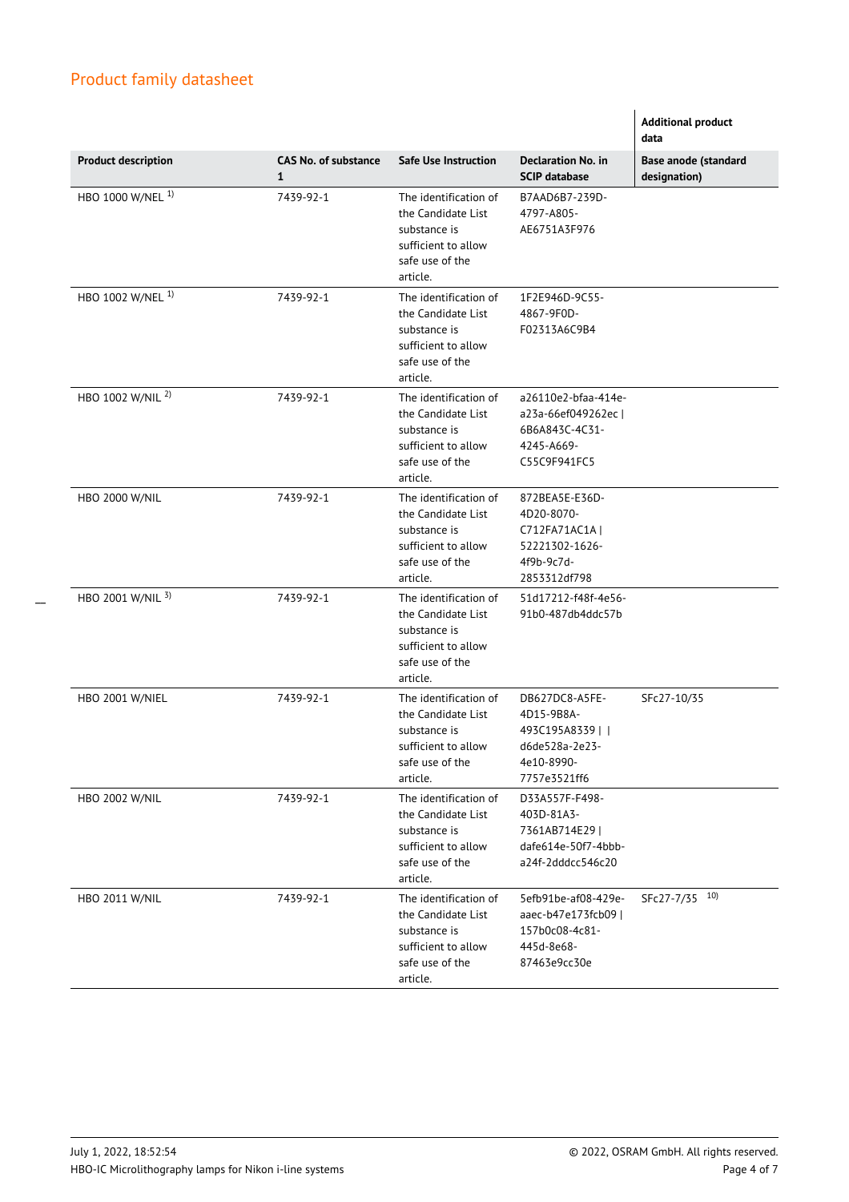## Product family datasheet

| | | | | Additional product data |
|---|---|---|---|---|
| **Product description** | **CAS No. of substance 1** | **Safe Use Instruction** | **Declaration No. in SCIP database** | **Base anode (standard designation)** |
| HBO 1000 W/NEL [1] | 7439-92-1 | The identification of the Candidate List substance is sufficient to allow safe use of the article. | B7AAD6B7-239D-4797-A805-AE6751A3F976 | |
| HBO 1002 W/NEL [1] | 7439-92-1 | The identification of the Candidate List substance is sufficient to allow safe use of the article. | 1F2E946D-9C55-4867-9F0D-F02313A6C9B4 | |
| HBO 1002 W/NIL [2] | 7439-92-1 | The identification of the Candidate List substance is sufficient to allow safe use of the article. | a26110e2-bfaa-414e-a23a-66ef049262ec \| 6B6A843C-4C31-4245-A669-C55C9F941FC5 | |
| HBO 2000 W/NIL | 7439-92-1 | The identification of the Candidate List substance is sufficient to allow safe use of the article. | 872BEA5E-E36D-4D20-8070-C712FA71AC1A \| 52221302-1626-4f9b-9c7d-2853312df798 | |
| HBO 2001 W/NIL [3] | 7439-92-1 | The identification of the Candidate List substance is sufficient to allow safe use of the article. | 51d17212-f48f-4e56-91b0-487db4ddc57b | |
| HBO 2001 W/NIEL | 7439-92-1 | The identification of the Candidate List substance is sufficient to allow safe use of the article. | DB627DC8-A5FE-4D15-9B8A-493C195A8339 \| \| d6de528a-2e23-4e10-8990-7757e3521ff6 | SFc27-10/35 |
| HBO 2002 W/NIL | 7439-92-1 | The identification of the Candidate List substance is sufficient to allow safe use of the article. | D33A557F-F498-403D-81A3-7361AB714E29 \| dafe614e-50f7-4bbb-a24f-2dddcc546c20 | |
| HBO 2011 W/NIL | 7439-92-1 | The identification of the Candidate List substance is sufficient to allow safe use of the article. | 5efb91be-af08-429e-aaec-b47e173fcb09 \| 157b0c08-4c81-445d-8e68-87463e9cc30e | SFc27-7/35 [10] |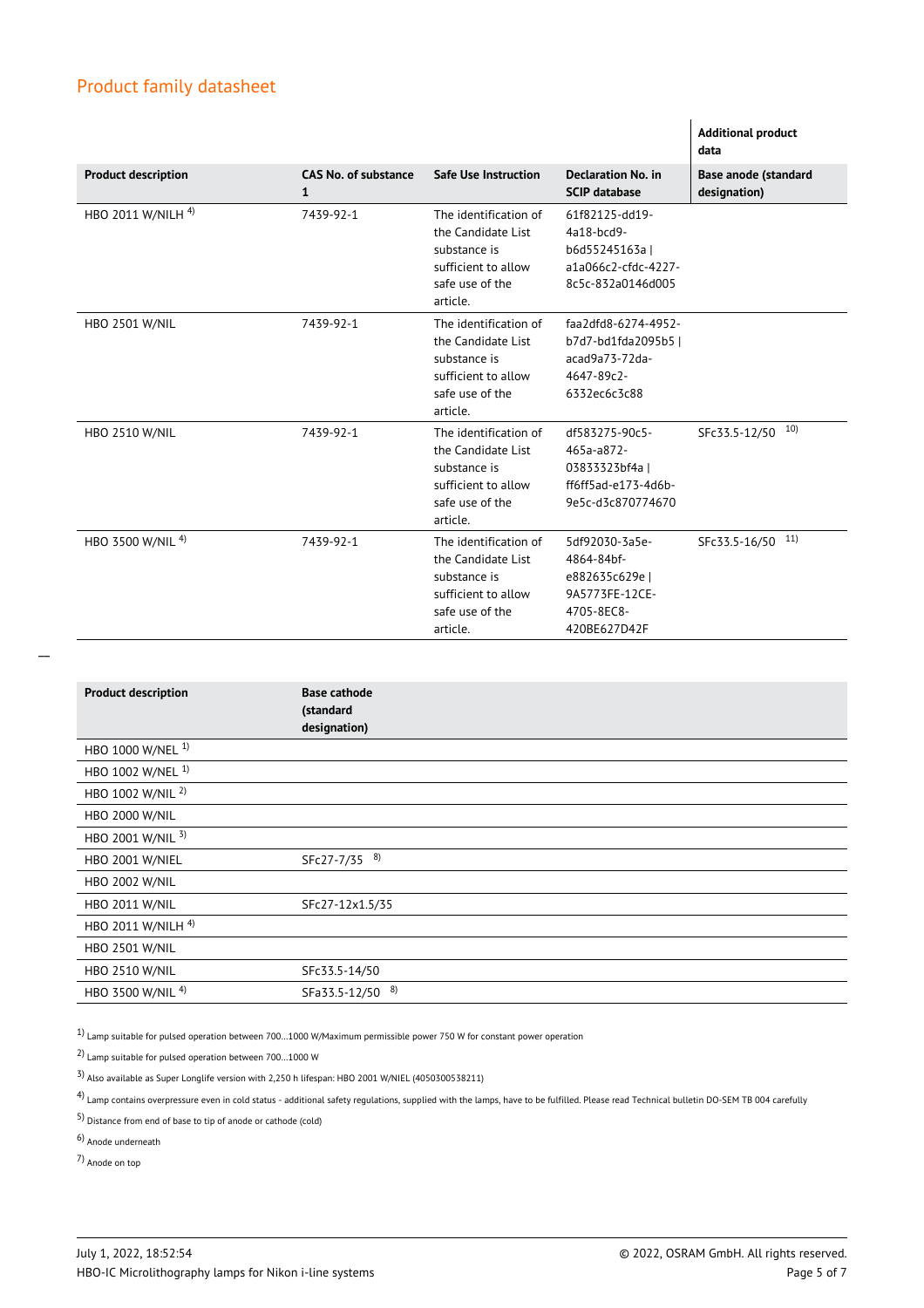## Product family datasheet

| Product description | CAS No. of substance 1 | Safe Use Instruction | Declaration No. in SCIP database | Additional product data<br>Base anode (standard designation) |
|---|---|---|---|---|
| HBO 2011 W/NILH [4] | 7439-92-1 | The identification of the Candidate List substance is sufficient to allow safe use of the article. | 61f82125-dd19-4a18-bcd9-b6d55245163a \| a1a066c2-cfdc-4227-8c5c-832a0146d005 | |
| HBO 2501 W/NIL | 7439-92-1 | The identification of the Candidate List substance is sufficient to allow safe use of the article. | faa2dfd8-6274-4952-b7d7-bd1fda2095b5 \| acad9a73-72da-4647-89c2-6332ec6c3c88 | |
| HBO 2510 W/NIL | 7439-92-1 | The identification of the Candidate List substance is sufficient to allow safe use of the article. | df583275-90c5-465a-a872-03833323bf4a \| ff6ff5ad-e173-4d6b-9e5c-d3c870774670 | SFc33.5-12/50 [10] |
| HBO 3500 W/NIL [4] | 7439-92-1 | The identification of the Candidate List substance is sufficient to allow safe use of the article. | 5df92030-3a5e-4864-84bf-e882635c629e \| 9A5773FE-12CE-4705-8EC8-420BE627D42F | SFc33.5-16/50 [11] |

| Product description | Base cathode (standard designation) |
|---|---|
| HBO 1000 W/NEL [1] | |
| HBO 1002 W/NEL [1] | |
| HBO 1002 W/NIL [2] | |
| HBO 2000 W/NIL | |
| HBO 2001 W/NIL [3] | |
| HBO 2001 W/NIEL | SFc27-7/35 [8] |
| HBO 2002 W/NIL | |
| HBO 2011 W/NIL | SFc27-12x1.5/35 |
| HBO 2011 W/NILH [4] | |
| HBO 2501 W/NIL | |
| HBO 2510 W/NIL | SFc33.5-14/50 |
| HBO 3500 W/NIL [4] | SFa33.5-12/50 [8] |

[1] Lamp suitable for pulsed operation between 700...1000 W/Maximum permissible power 750 W for constant power operation

[2] Lamp suitable for pulsed operation between 700...1000 W

[3] Also available as Super Longlife version with 2,250 h lifespan: HBO 2001 W/NIEL (4050300538211)

[4] Lamp contains overpressure even in cold status - additional safety regulations, supplied with the lamps, have to be fulfilled. Please read Technical bulletin DO-SEM TB 004 carefully

[5] Distance from end of base to tip of anode or cathode (cold)

[6] Anode underneath

[7] Anode on top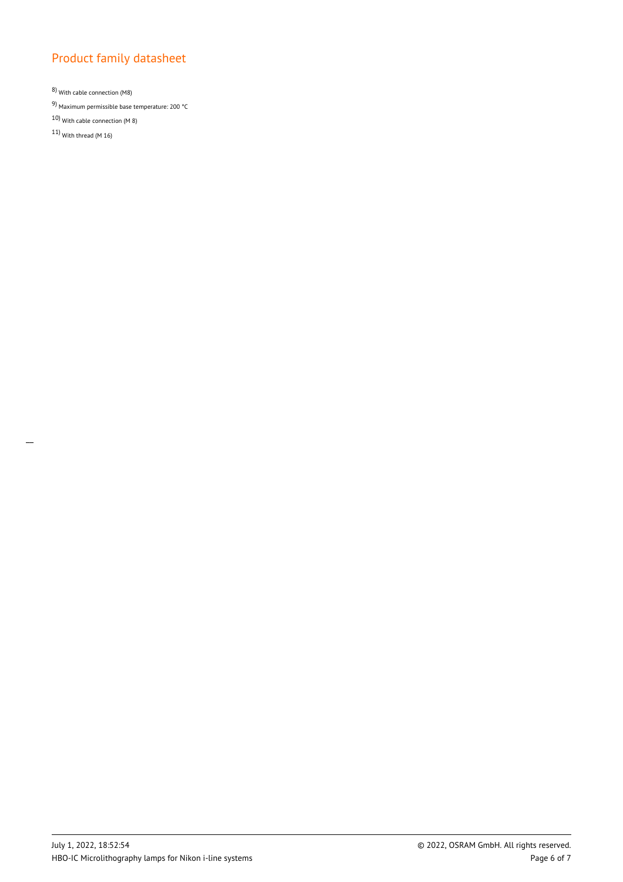[8] With cable connection (M8)

[9] Maximum permissible base temperature: 200 °C

[10] With cable connection (M 8)

[11] With thread (M 16)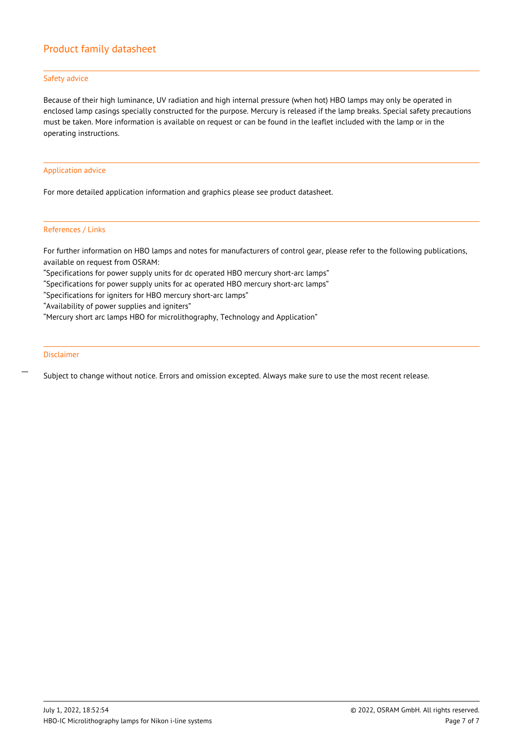# Product family datasheet

## Safety advice

Because of their high luminance, UV radiation and high internal pressure (when hot) HBO lamps may only be operated in enclosed lamp casings specially constructed for the purpose. Mercury is released if the lamp breaks. Special safety precautions must be taken. More information is available on request or can be found in the leaflet included with the lamp or in the operating instructions.

## Application advice

For more detailed application information and graphics please see product datasheet.

## References / Links

For further information on HBO lamps and notes for manufacturers of control gear, please refer to the following publications, available on request from OSRAM:
"Specifications for power supply units for dc operated HBO mercury short-arc lamps"
"Specifications for power supply units for ac operated HBO mercury short-arc lamps"
"Specifications for igniters for HBO mercury short-arc lamps"
"Availability of power supplies and igniters"
"Mercury short arc lamps HBO for microlithography, Technology and Application"

## Disclaimer

Subject to change without notice. Errors and omission excepted. Always make sure to use the most recent release.